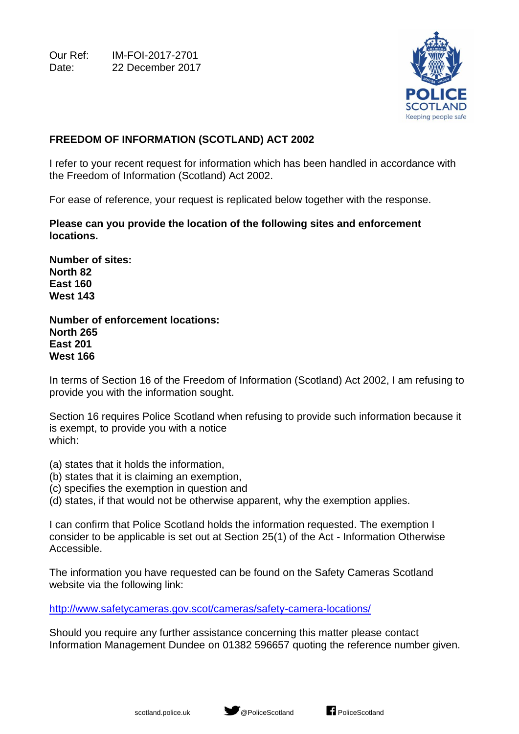Our Ref: IM-FOI-2017-2701
Date: 22 December 2017

## FREEDOM OF INFORMATION (SCOTLAND) ACT 2002

I refer to your recent request for information which has been handled in accordance with the Freedom of Information (Scotland) Act 2002.

For ease of reference, your request is replicated below together with the response.

**Please can you provide the location of the following sites and enforcement locations.**

**Number of sites:**
**North 82**
**East 160**
**West 143**

**Number of enforcement locations:**
**North 265**
**East 201**
**West 166**

In terms of Section 16 of the Freedom of Information (Scotland) Act 2002, I am refusing to provide you with the information sought.

Section 16 requires Police Scotland when refusing to provide such information because it is exempt, to provide you with a notice which:

(a) states that it holds the information,
(b) states that it is claiming an exemption,
(c) specifies the exemption in question and
(d) states, if that would not be otherwise apparent, why the exemption applies.

I can confirm that Police Scotland holds the information requested. The exemption I consider to be applicable is set out at Section 25(1) of the Act - Information Otherwise Accessible.

The information you have requested can be found on the Safety Cameras Scotland website via the following link:

http://www.safetycameras.gov.scot/cameras/safety-camera-locations/

Should you require any further assistance concerning this matter please contact Information Management Dundee on 01382 596657 quoting the reference number given.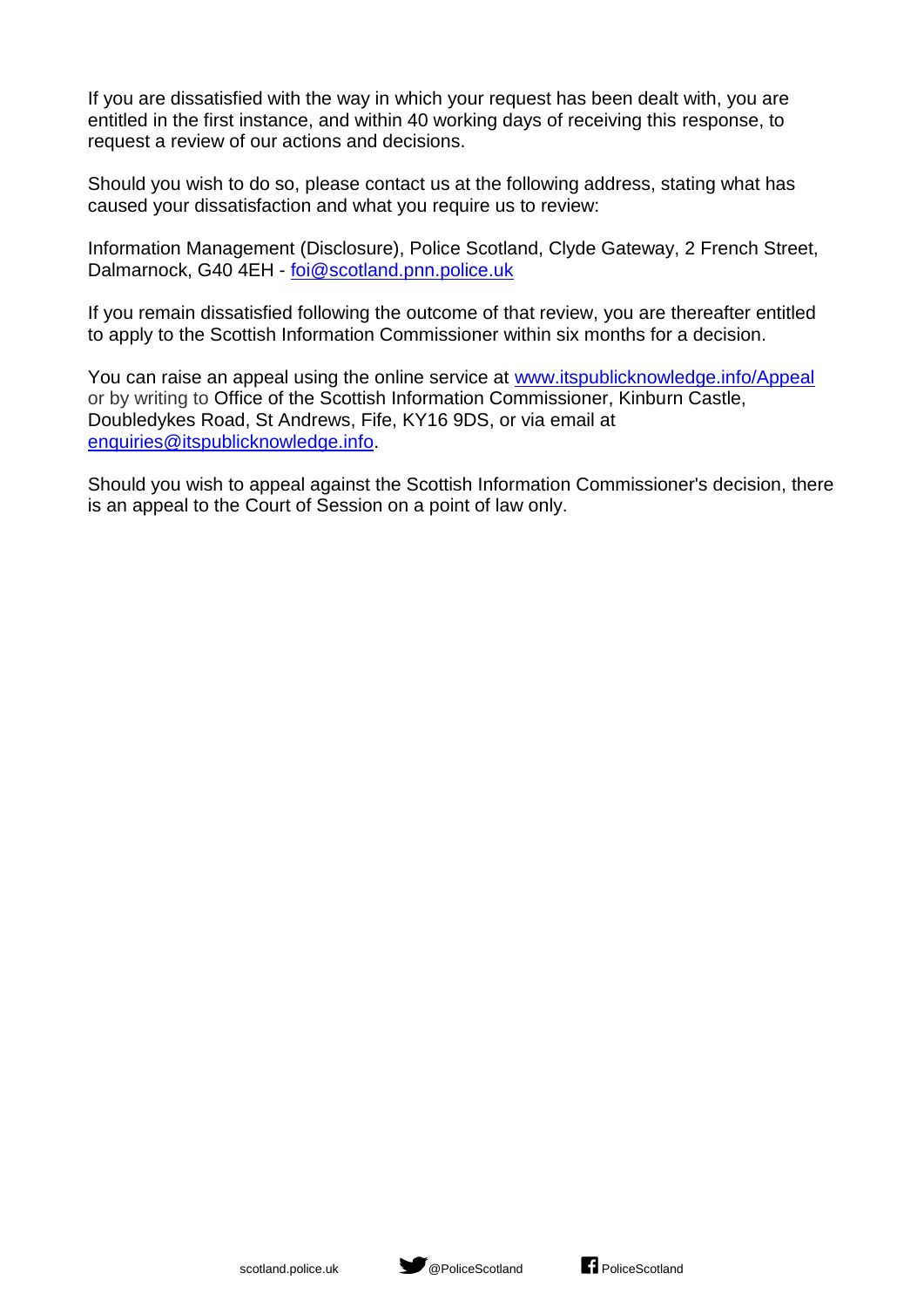If you are dissatisfied with the way in which your request has been dealt with, you are entitled in the first instance, and within 40 working days of receiving this response, to request a review of our actions and decisions.

Should you wish to do so, please contact us at the following address, stating what has caused your dissatisfaction and what you require us to review:

Information Management (Disclosure), Police Scotland, Clyde Gateway, 2 French Street, Dalmarnock, G40 4EH - foi@scotland.pnn.police.uk

If you remain dissatisfied following the outcome of that review, you are thereafter entitled to apply to the Scottish Information Commissioner within six months for a decision.

You can raise an appeal using the online service at www.itspublicknowledge.info/Appeal or by writing to Office of the Scottish Information Commissioner, Kinburn Castle, Doubledykes Road, St Andrews, Fife, KY16 9DS, or via email at enquiries@itspublicknowledge.info.

Should you wish to appeal against the Scottish Information Commissioner's decision, there is an appeal to the Court of Session on a point of law only.